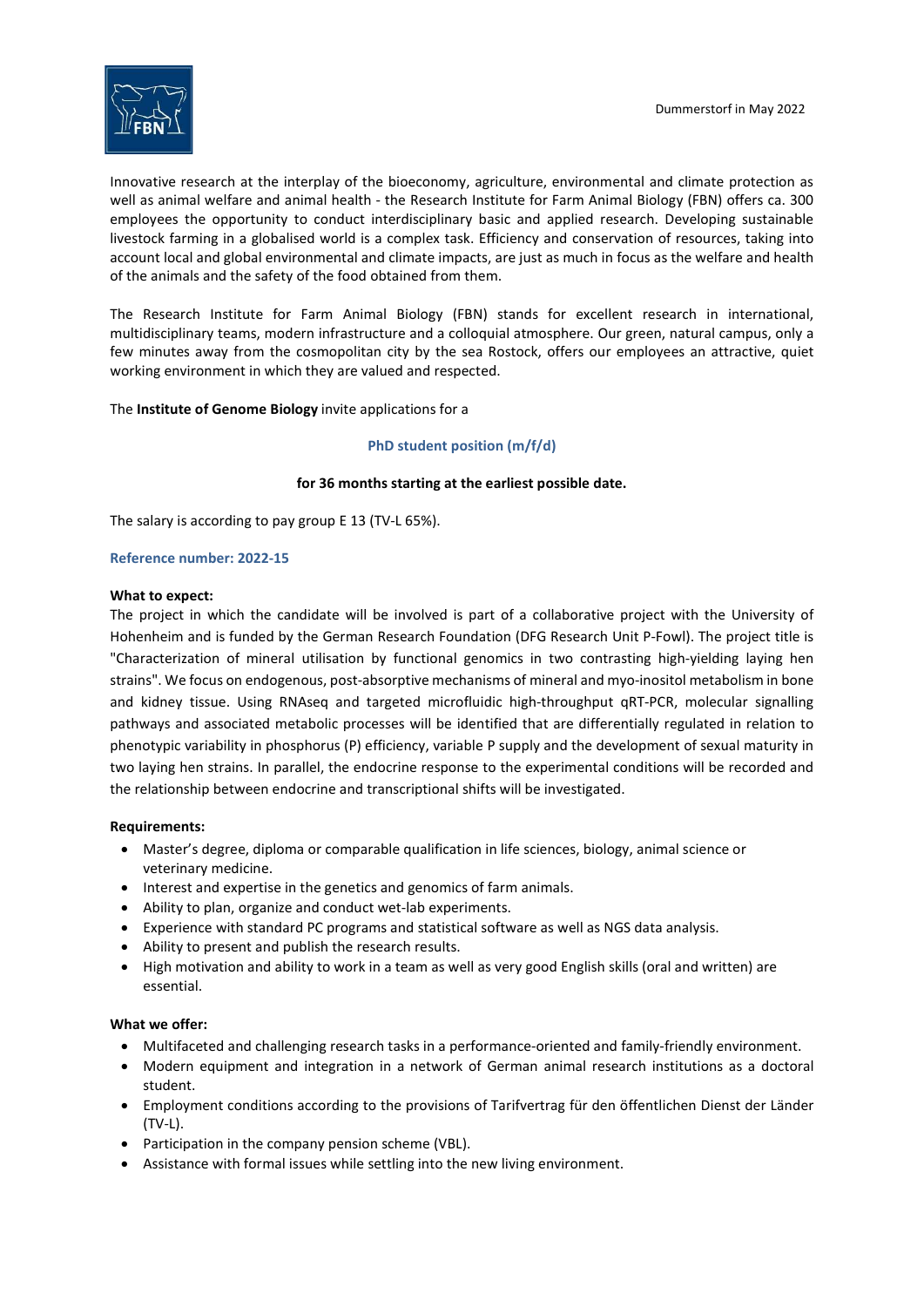Dummerstorf in May 2022

Innovative research at the interplay of the bioeconomy, agriculture, environmental and climate protection as well as animal welfare and animal health - the Research Institute for Farm Animal Biology (FBN) offers ca. 300 employees the opportunity to conduct interdisciplinary basic and applied research. Developing sustainable livestock farming in a globalised world is a complex task. Efficiency and conservation of resources, taking into account local and global environmental and climate impacts, are just as much in focus as the welfare and health of the animals and the safety of the food obtained from them.

The Research Institute for Farm Animal Biology (FBN) stands for excellent research in international, multidisciplinary teams, modern infrastructure and a colloquial atmosphere. Our green, natural campus, only a few minutes away from the cosmopolitan city by the sea Rostock, offers our employees an attractive, quiet working environment in which they are valued and respected.

The **Institute of Genome Biology** invite applications for a

## PhD student position (m/f/d)

**for 36 months starting at the earliest possible date.**

The salary is according to pay group E 13 (TV-L 65%).

**Reference number: 2022-15**

**What to expect:**

The project in which the candidate will be involved is part of a collaborative project with the University of Hohenheim and is funded by the German Research Foundation (DFG Research Unit P-Fowl). The project title is "Characterization of mineral utilisation by functional genomics in two contrasting high-yielding laying hen strains". We focus on endogenous, post-absorptive mechanisms of mineral and myo-inositol metabolism in bone and kidney tissue. Using RNAseq and targeted microfluidic high-throughput qRT-PCR, molecular signalling pathways and associated metabolic processes will be identified that are differentially regulated in relation to phenotypic variability in phosphorus (P) efficiency, variable P supply and the development of sexual maturity in two laying hen strains. In parallel, the endocrine response to the experimental conditions will be recorded and the relationship between endocrine and transcriptional shifts will be investigated.

**Requirements:**

- Master's degree, diploma or comparable qualification in life sciences, biology, animal science or veterinary medicine.
- Interest and expertise in the genetics and genomics of farm animals.
- Ability to plan, organize and conduct wet-lab experiments.
- Experience with standard PC programs and statistical software as well as NGS data analysis.
- Ability to present and publish the research results.
- High motivation and ability to work in a team as well as very good English skills (oral and written) are essential.

**What we offer:**

- Multifaceted and challenging research tasks in a performance-oriented and family-friendly environment.
- Modern equipment and integration in a network of German animal research institutions as a doctoral student.
- Employment conditions according to the provisions of Tarifvertrag für den öffentlichen Dienst der Länder (TV-L).
- Participation in the company pension scheme (VBL).
- Assistance with formal issues while settling into the new living environment.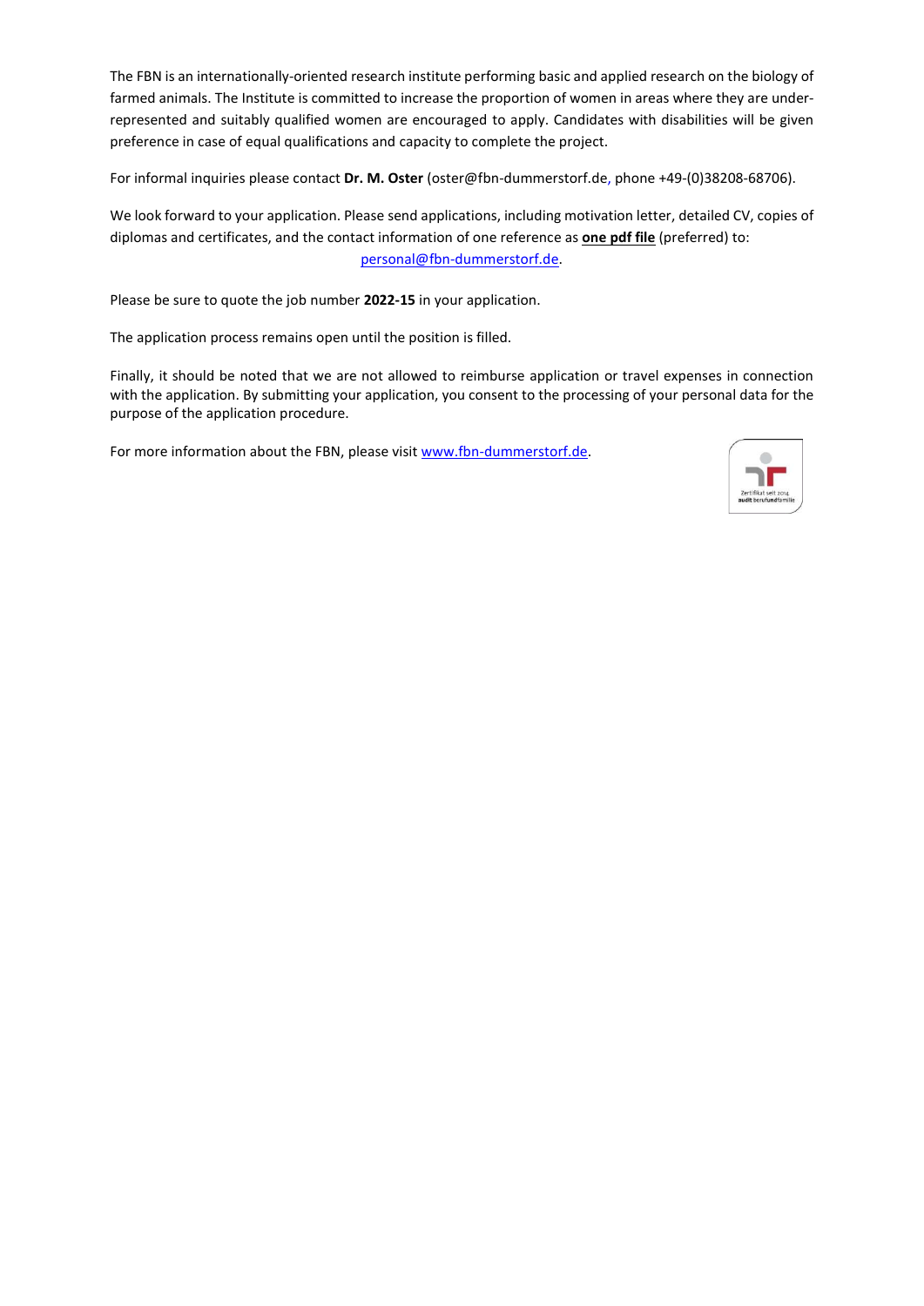The FBN is an internationally-oriented research institute performing basic and applied research on the biology of farmed animals. The Institute is committed to increase the proportion of women in areas where they are under-represented and suitably qualified women are encouraged to apply. Candidates with disabilities will be given preference in case of equal qualifications and capacity to complete the project.

For informal inquiries please contact **Dr. M. Oster** (oster@fbn-dummerstorf.de, phone +49-(0)38208-68706).

We look forward to your application. Please send applications, including motivation letter, detailed CV, copies of diplomas and certificates, and the contact information of one reference as **one pdf file** (preferred) to:

personal@fbn-dummerstorf.de.

Please be sure to quote the job number **2022-15** in your application.

The application process remains open until the position is filled.

Finally, it should be noted that we are not allowed to reimburse application or travel expenses in connection with the application. By submitting your application, you consent to the processing of your personal data for the purpose of the application procedure.

For more information about the FBN, please visit www.fbn-dummerstorf.de.

Zertifikat seit 2014
audit berufundfamilie